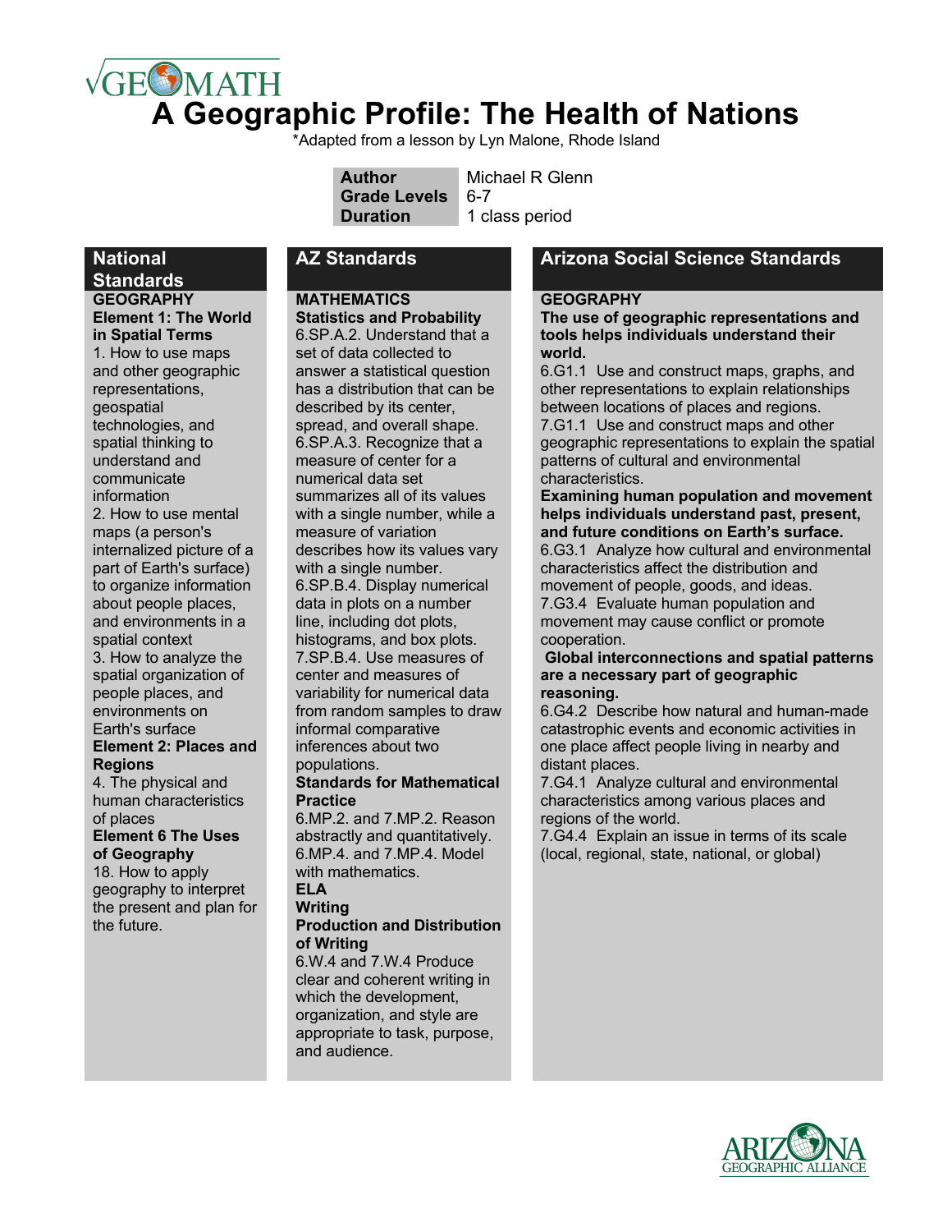√GEOMATH

# A Geographic Profile: The Health of Nations

*Adapted from a lesson by Lyn Malone, Rhode Island

| **Author** | Michael R Glenn |
|---|---|
| **Grade Levels** | 6-7 |
| **Duration** | 1 class period |

## National Standards

**GEOGRAPHY**

**Element 1: The World in Spatial Terms**

1. How to use maps and other geographic representations, geospatial technologies, and spatial thinking to understand and communicate information
2. How to use mental maps (a person's internalized picture of a part of Earth's surface) to organize information about people places, and environments in a spatial context
3. How to analyze the spatial organization of people places, and environments on Earth's surface

**Element 2: Places and Regions**

4. The physical and human characteristics of places

**Element 6 The Uses of Geography**

18. How to apply geography to interpret the present and plan for the future.

## AZ Standards

**MATHEMATICS**

**Statistics and Probability**

6.SP.A.2. Understand that a set of data collected to answer a statistical question has a distribution that can be described by its center, spread, and overall shape.

6.SP.A.3. Recognize that a measure of center for a numerical data set summarizes all of its values with a single number, while a measure of variation describes how its values vary with a single number.

6.SP.B.4. Display numerical data in plots on a number line, including dot plots, histograms, and box plots.

7.SP.B.4. Use measures of center and measures of variability for numerical data from random samples to draw informal comparative inferences about two populations.

**Standards for Mathematical Practice**

6.MP.2. and 7.MP.2. Reason abstractly and quantitatively.

6.MP.4. and 7.MP.4. Model with mathematics.

**ELA**

**Writing**

**Production and Distribution of Writing**

6.W.4 and 7.W.4 Produce clear and coherent writing in which the development, organization, and style are appropriate to task, purpose, and audience.

## Arizona Social Science Standards

**GEOGRAPHY**

**The use of geographic representations and tools helps individuals understand their world.**

6.G1.1 Use and construct maps, graphs, and other representations to explain relationships between locations of places and regions.

7.G1.1 Use and construct maps and other geographic representations to explain the spatial patterns of cultural and environmental characteristics.

**Examining human population and movement helps individuals understand past, present, and future conditions on Earth's surface.**

6.G3.1 Analyze how cultural and environmental characteristics affect the distribution and movement of people, goods, and ideas.

7.G3.4 Evaluate human population and movement may cause conflict or promote cooperation.

**Global interconnections and spatial patterns are a necessary part of geographic reasoning.**

6.G4.2 Describe how natural and human-made catastrophic events and economic activities in one place affect people living in nearby and distant places.

7.G4.1 Analyze cultural and environmental characteristics among various places and regions of the world.

7.G4.4 Explain an issue in terms of its scale (local, regional, state, national, or global)

ARIZONA GEOGRAPHIC ALLIANCE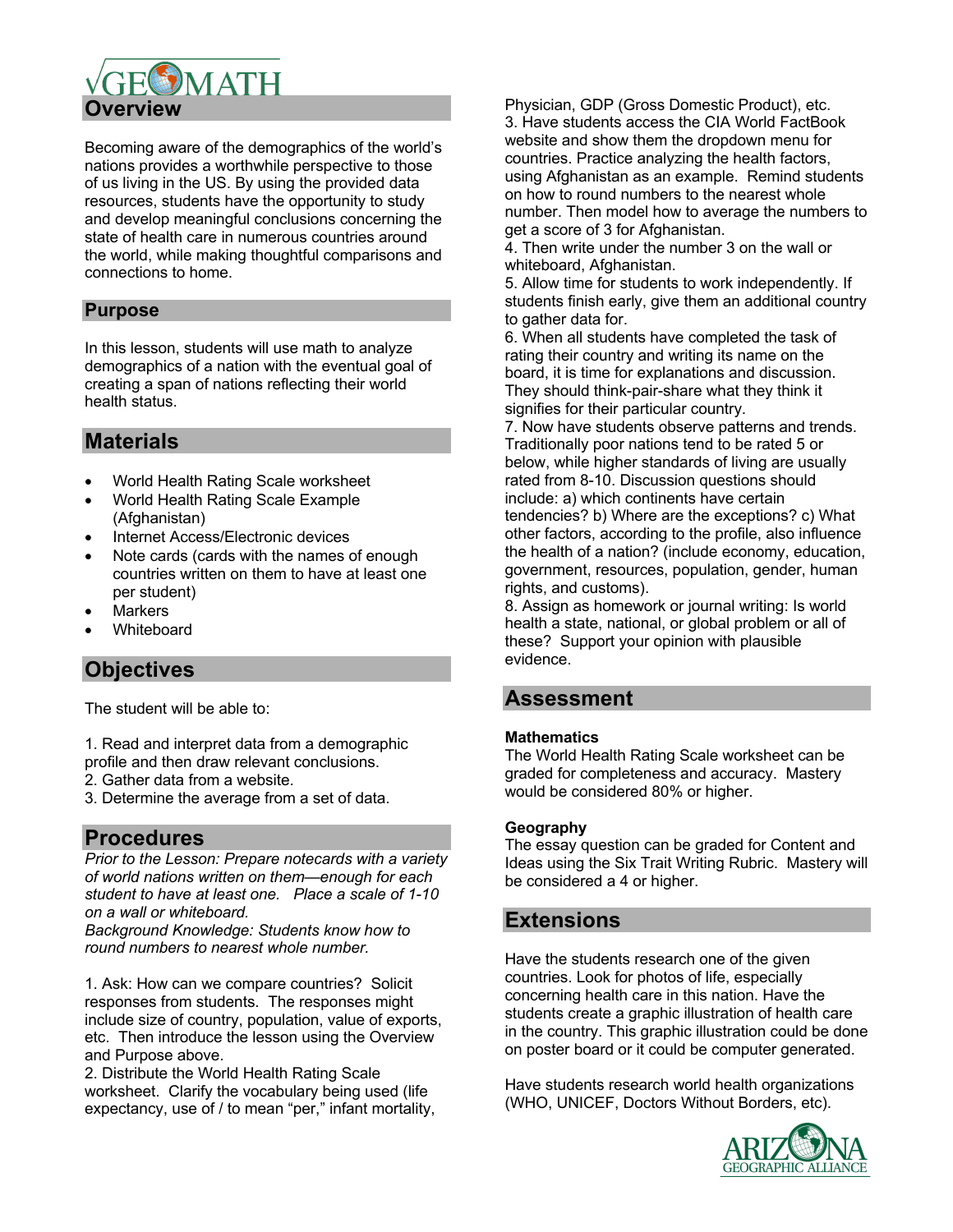# Overview

Becoming aware of the demographics of the world's nations provides a worthwhile perspective to those of us living in the US. By using the provided data resources, students have the opportunity to study and develop meaningful conclusions concerning the state of health care in numerous countries around the world, while making thoughtful comparisons and connections to home.

## Purpose

In this lesson, students will use math to analyze demographics of a nation with the eventual goal of creating a span of nations reflecting their world health status.

## Materials

- World Health Rating Scale worksheet
- World Health Rating Scale Example (Afghanistan)
- Internet Access/Electronic devices
- Note cards (cards with the names of enough countries written on them to have at least one per student)
- Markers
- Whiteboard

## Objectives

The student will be able to:

1. Read and interpret data from a demographic profile and then draw relevant conclusions.
2. Gather data from a website.
3. Determine the average from a set of data.

## Procedures

*Prior to the Lesson: Prepare notecards with a variety of world nations written on them—enough for each student to have at least one. Place a scale of 1-10 on a wall or whiteboard.*
*Background Knowledge: Students know how to round numbers to nearest whole number.*

1. Ask: How can we compare countries? Solicit responses from students. The responses might include size of country, population, value of exports, etc. Then introduce the lesson using the Overview and Purpose above.
2. Distribute the World Health Rating Scale worksheet. Clarify the vocabulary being used (life expectancy, use of / to mean "per," infant mortality, Physician, GDP (Gross Domestic Product), etc.
3. Have students access the CIA World FactBook website and show them the dropdown menu for countries. Practice analyzing the health factors, using Afghanistan as an example. Remind students on how to round numbers to the nearest whole number. Then model how to average the numbers to get a score of 3 for Afghanistan.
4. Then write under the number 3 on the wall or whiteboard, Afghanistan.
5. Allow time for students to work independently. If students finish early, give them an additional country to gather data for.
6. When all students have completed the task of rating their country and writing its name on the board, it is time for explanations and discussion. They should think-pair-share what they think it signifies for their particular country.
7. Now have students observe patterns and trends. Traditionally poor nations tend to be rated 5 or below, while higher standards of living are usually rated from 8-10. Discussion questions should include: a) which continents have certain tendencies? b) Where are the exceptions? c) What other factors, according to the profile, also influence the health of a nation? (include economy, education, government, resources, population, gender, human rights, and customs).
8. Assign as homework or journal writing: Is world health a state, national, or global problem or all of these? Support your opinion with plausible evidence.

## Assessment

**Mathematics**
The World Health Rating Scale worksheet can be graded for completeness and accuracy. Mastery would be considered 80% or higher.

**Geography**
The essay question can be graded for Content and Ideas using the Six Trait Writing Rubric. Mastery will be considered a 4 or higher.

## Extensions

Have the students research one of the given countries. Look for photos of life, especially concerning health care in this nation. Have the students create a graphic illustration of health care in the country. This graphic illustration could be done on poster board or it could be computer generated.

Have students research world health organizations (WHO, UNICEF, Doctors Without Borders, etc).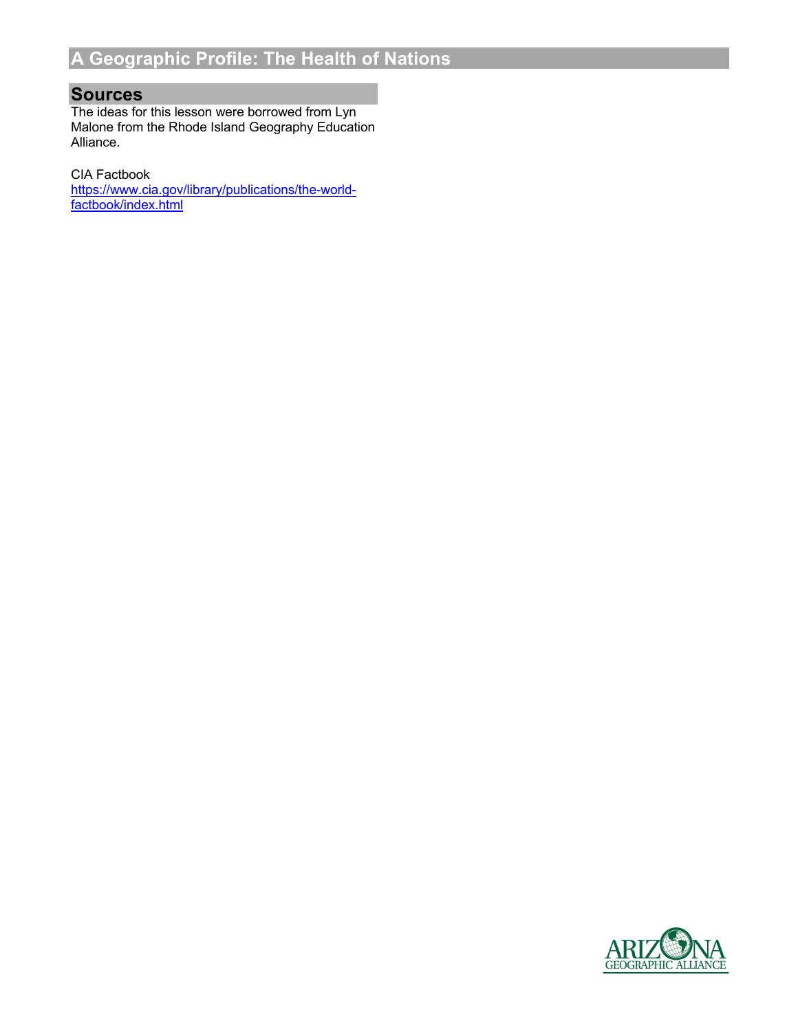# A Geographic Profile: The Health of Nations

## Sources

The ideas for this lesson were borrowed from Lyn Malone from the Rhode Island Geography Education Alliance.

CIA Factbook
[https://www.cia.gov/library/publications/the-world-factbook/index.html](https://www.cia.gov/library/publications/the-world-factbook/index.html)